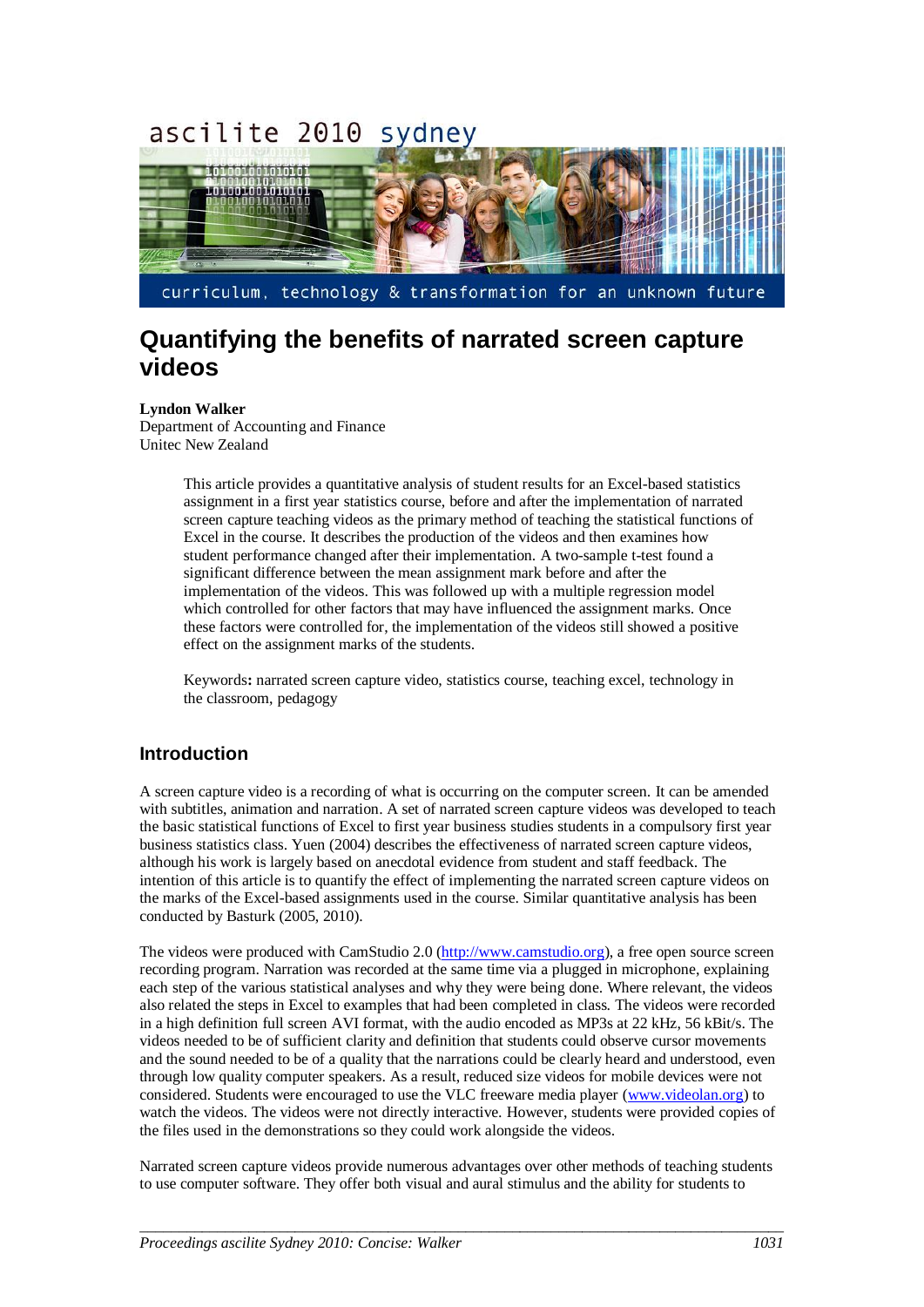# Quantifying the benefits of narrated screen capture videos

**Lyndon Walker**
Department of Accounting and Finance
Unitec New Zealand

> This article provides a quantitative analysis of student results for an Excel-based statistics assignment in a first year statistics course, before and after the implementation of narrated screen capture teaching videos as the primary method of teaching the statistical functions of Excel in the course. It describes the production of the videos and then examines how student performance changed after their implementation. A two-sample t-test found a significant difference between the mean assignment mark before and after the implementation of the videos. This was followed up with a multiple regression model which controlled for other factors that may have influenced the assignment marks. Once these factors were controlled for, the implementation of the videos still showed a positive effect on the assignment marks of the students.
>
> Keywords**:** narrated screen capture video, statistics course, teaching excel, technology in the classroom, pedagogy

## Introduction

A screen capture video is a recording of what is occurring on the computer screen. It can be amended with subtitles, animation and narration. A set of narrated screen capture videos was developed to teach the basic statistical functions of Excel to first year business studies students in a compulsory first year business statistics class. Yuen (2004) describes the effectiveness of narrated screen capture videos, although his work is largely based on anecdotal evidence from student and staff feedback. The intention of this article is to quantify the effect of implementing the narrated screen capture videos on the marks of the Excel-based assignments used in the course. Similar quantitative analysis has been conducted by Basturk (2005, 2010).

The videos were produced with CamStudio 2.0 (http://www.camstudio.org), a free open source screen recording program. Narration was recorded at the same time via a plugged in microphone, explaining each step of the various statistical analyses and why they were being done. Where relevant, the videos also related the steps in Excel to examples that had been completed in class. The videos were recorded in a high definition full screen AVI format, with the audio encoded as MP3s at 22 kHz, 56 kBit/s. The videos needed to be of sufficient clarity and definition that students could observe cursor movements and the sound needed to be of a quality that the narrations could be clearly heard and understood, even through low quality computer speakers. As a result, reduced size videos for mobile devices were not considered. Students were encouraged to use the VLC freeware media player (www.videolan.org) to watch the videos. The videos were not directly interactive. However, students were provided copies of the files used in the demonstrations so they could work alongside the videos.

Narrated screen capture videos provide numerous advantages over other methods of teaching students to use computer software. They offer both visual and aural stimulus and the ability for students to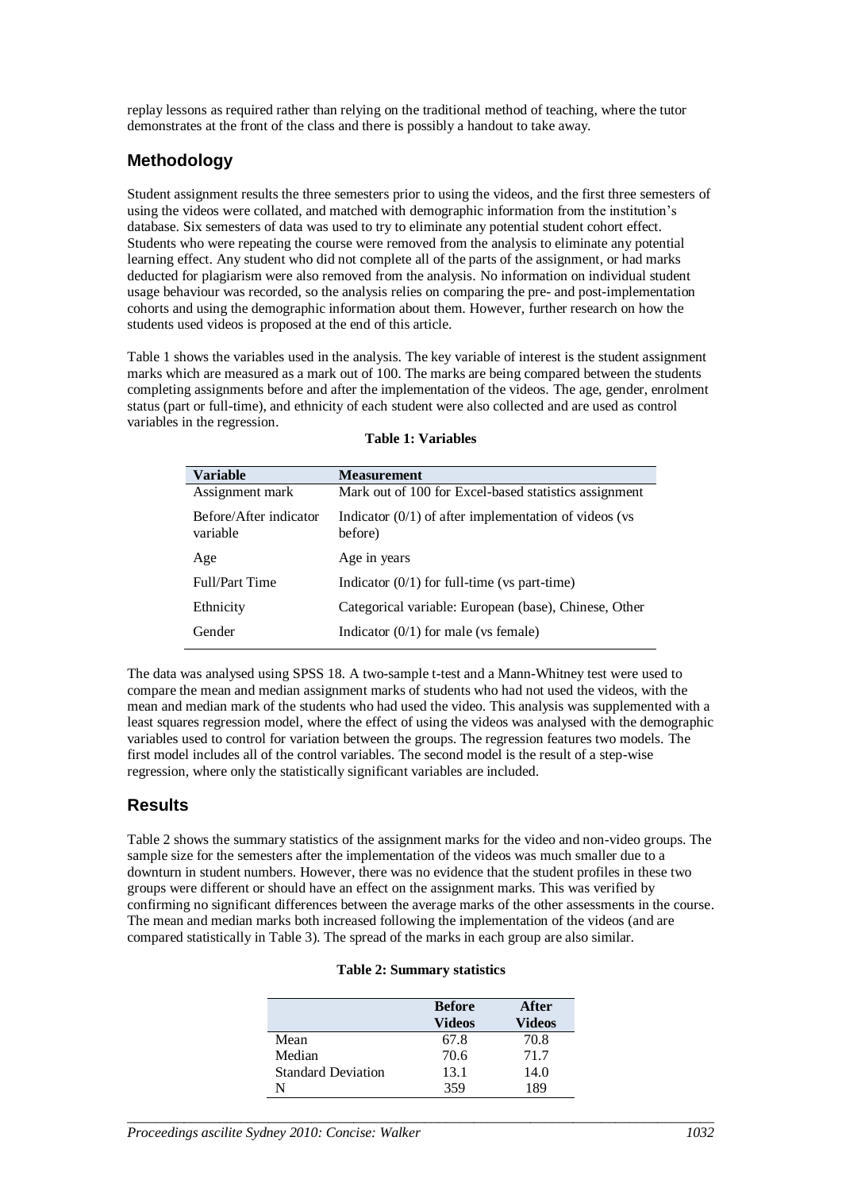replay lessons as required rather than relying on the traditional method of teaching, where the tutor demonstrates at the front of the class and there is possibly a handout to take away.

## Methodology

Student assignment results the three semesters prior to using the videos, and the first three semesters of using the videos were collated, and matched with demographic information from the institution's database. Six semesters of data was used to try to eliminate any potential student cohort effect. Students who were repeating the course were removed from the analysis to eliminate any potential learning effect. Any student who did not complete all of the parts of the assignment, or had marks deducted for plagiarism were also removed from the analysis. No information on individual student usage behaviour was recorded, so the analysis relies on comparing the pre- and post-implementation cohorts and using the demographic information about them. However, further research on how the students used videos is proposed at the end of this article.

Table 1 shows the variables used in the analysis. The key variable of interest is the student assignment marks which are measured as a mark out of 100. The marks are being compared between the students completing assignments before and after the implementation of the videos. The age, gender, enrolment status (part or full-time), and ethnicity of each student were also collected and are used as control variables in the regression.

**Table 1: Variables**

| Variable | Measurement |
|---|---|
| Assignment mark | Mark out of 100 for Excel-based statistics assignment |
| Before/After indicator variable | Indicator (0/1) of after implementation of videos (vs before) |
| Age | Age in years |
| Full/Part Time | Indicator (0/1) for full-time (vs part-time) |
| Ethnicity | Categorical variable: European (base), Chinese, Other |
| Gender | Indicator (0/1) for male (vs female) |

The data was analysed using SPSS 18. A two-sample t-test and a Mann-Whitney test were used to compare the mean and median assignment marks of students who had not used the videos, with the mean and median mark of the students who had used the video. This analysis was supplemented with a least squares regression model, where the effect of using the videos was analysed with the demographic variables used to control for variation between the groups. The regression features two models. The first model includes all of the control variables. The second model is the result of a step-wise regression, where only the statistically significant variables are included.

## Results

Table 2 shows the summary statistics of the assignment marks for the video and non-video groups. The sample size for the semesters after the implementation of the videos was much smaller due to a downturn in student numbers. However, there was no evidence that the student profiles in these two groups were different or should have an effect on the assignment marks. This was verified by confirming no significant differences between the average marks of the other assessments in the course. The mean and median marks both increased following the implementation of the videos (and are compared statistically in Table 3). The spread of the marks in each group are also similar.

**Table 2: Summary statistics**

| | Before Videos | After Videos |
|---|---|---|
| Mean | 67.8 | 70.8 |
| Median | 70.6 | 71.7 |
| Standard Deviation | 13.1 | 14.0 |
| N | 359 | 189 |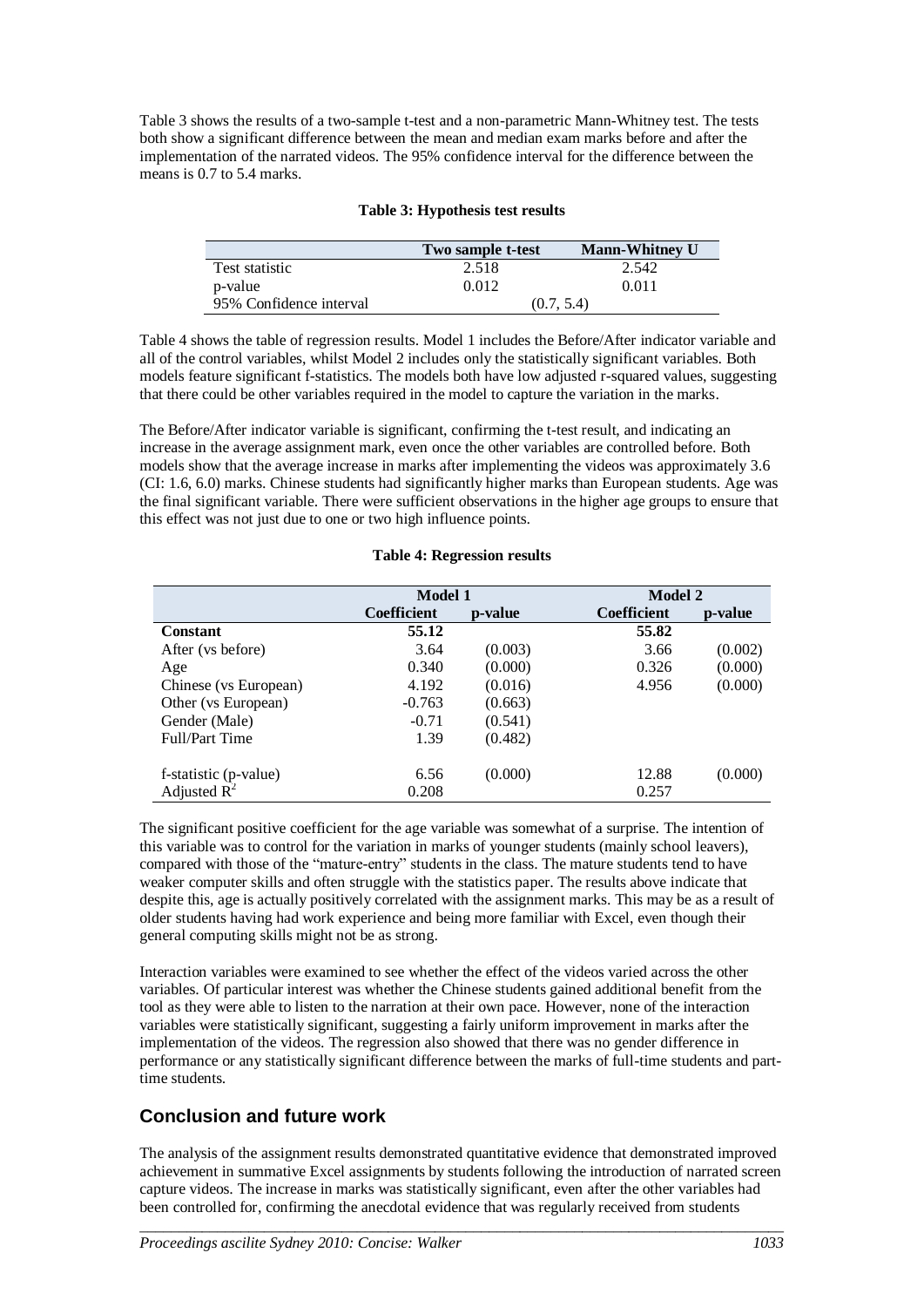Table 3 shows the results of a two-sample t-test and a non-parametric Mann-Whitney test. The tests both show a significant difference between the mean and median exam marks before and after the implementation of the narrated videos. The 95% confidence interval for the difference between the means is 0.7 to 5.4 marks.

**Table 3: Hypothesis test results**

| | Two sample t-test | Mann-Whitney U |
|---|---|---|
| Test statistic | 2.518 | 2.542 |
| p-value | 0.012 | 0.011 |
| 95% Confidence interval | (0.7, 5.4) | |

Table 4 shows the table of regression results. Model 1 includes the Before/After indicator variable and all of the control variables, whilst Model 2 includes only the statistically significant variables. Both models feature significant f-statistics. The models both have low adjusted r-squared values, suggesting that there could be other variables required in the model to capture the variation in the marks.

The Before/After indicator variable is significant, confirming the t-test result, and indicating an increase in the average assignment mark, even once the other variables are controlled before. Both models show that the average increase in marks after implementing the videos was approximately 3.6 (CI: 1.6, 6.0) marks. Chinese students had significantly higher marks than European students. Age was the final significant variable. There were sufficient observations in the higher age groups to ensure that this effect was not just due to one or two high influence points.

**Table 4: Regression results**

| | Model 1 | | Model 2 | |
|---|---|---|---|---|
| | **Coefficient** | **p-value** | **Coefficient** | **p-value** |
| **Constant** | **55.12** | | **55.82** | |
| After (vs before) | 3.64 | (0.003) | 3.66 | (0.002) |
| Age | 0.340 | (0.000) | 0.326 | (0.000) |
| Chinese (vs European) | 4.192 | (0.016) | 4.956 | (0.000) |
| Other (vs European) | -0.763 | (0.663) | | |
| Gender (Male) | -0.71 | (0.541) | | |
| Full/Part Time | 1.39 | (0.482) | | |
| f-statistic (p-value) | 6.56 | (0.000) | 12.88 | (0.000) |
| Adjusted $R^2$ | 0.208 | | 0.257 | |

The significant positive coefficient for the age variable was somewhat of a surprise. The intention of this variable was to control for the variation in marks of younger students (mainly school leavers), compared with those of the "mature-entry" students in the class. The mature students tend to have weaker computer skills and often struggle with the statistics paper. The results above indicate that despite this, age is actually positively correlated with the assignment marks. This may be as a result of older students having had work experience and being more familiar with Excel, even though their general computing skills might not be as strong.

Interaction variables were examined to see whether the effect of the videos varied across the other variables. Of particular interest was whether the Chinese students gained additional benefit from the tool as they were able to listen to the narration at their own pace. However, none of the interaction variables were statistically significant, suggesting a fairly uniform improvement in marks after the implementation of the videos. The regression also showed that there was no gender difference in performance or any statistically significant difference between the marks of full-time students and part-time students.

## Conclusion and future work

The analysis of the assignment results demonstrated quantitative evidence that demonstrated improved achievement in summative Excel assignments by students following the introduction of narrated screen capture videos. The increase in marks was statistically significant, even after the other variables had been controlled for, confirming the anecdotal evidence that was regularly received from students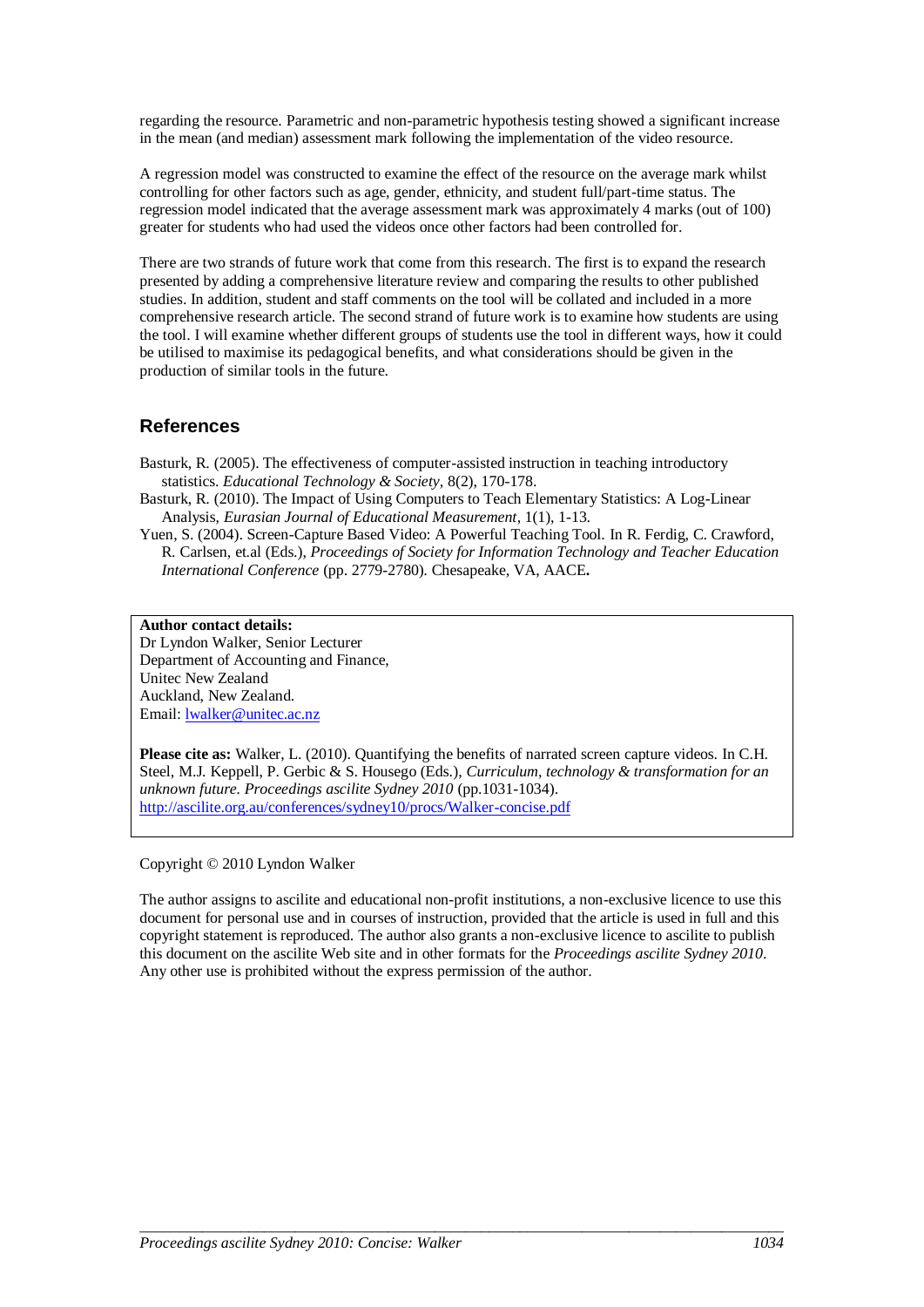regarding the resource. Parametric and non-parametric hypothesis testing showed a significant increase in the mean (and median) assessment mark following the implementation of the video resource.

A regression model was constructed to examine the effect of the resource on the average mark whilst controlling for other factors such as age, gender, ethnicity, and student full/part-time status. The regression model indicated that the average assessment mark was approximately 4 marks (out of 100) greater for students who had used the videos once other factors had been controlled for.

There are two strands of future work that come from this research. The first is to expand the research presented by adding a comprehensive literature review and comparing the results to other published studies. In addition, student and staff comments on the tool will be collated and included in a more comprehensive research article. The second strand of future work is to examine how students are using the tool. I will examine whether different groups of students use the tool in different ways, how it could be utilised to maximise its pedagogical benefits, and what considerations should be given in the production of similar tools in the future.

## References

Basturk, R. (2005). The effectiveness of computer-assisted instruction in teaching introductory statistics. *Educational Technology & Society*, 8(2), 170-178.

Basturk, R. (2010). The Impact of Using Computers to Teach Elementary Statistics: A Log-Linear Analysis, *Eurasian Journal of Educational Measurement*, 1(1), 1-13.

Yuen, S. (2004). Screen-Capture Based Video: A Powerful Teaching Tool. In R. Ferdig, C. Crawford, R. Carlsen, et.al (Eds.), *Proceedings of Society for Information Technology and Teacher Education International Conference* (pp. 2779-2780). Chesapeake, VA, AACE**.**

**Author contact details:**
Dr Lyndon Walker, Senior Lecturer
Department of Accounting and Finance,
Unitec New Zealand
Auckland, New Zealand.
Email: lwalker@unitec.ac.nz

**Please cite as:** Walker, L. (2010). Quantifying the benefits of narrated screen capture videos. In C.H. Steel, M.J. Keppell, P. Gerbic & S. Housego (Eds.), *Curriculum, technology & transformation for an unknown future. Proceedings ascilite Sydney 2010* (pp.1031-1034).
http://ascilite.org.au/conferences/sydney10/procs/Walker-concise.pdf

Copyright © 2010 Lyndon Walker

The author assigns to ascilite and educational non-profit institutions, a non-exclusive licence to use this document for personal use and in courses of instruction, provided that the article is used in full and this copyright statement is reproduced. The author also grants a non-exclusive licence to ascilite to publish this document on the ascilite Web site and in other formats for the *Proceedings ascilite Sydney 2010*. Any other use is prohibited without the express permission of the author.